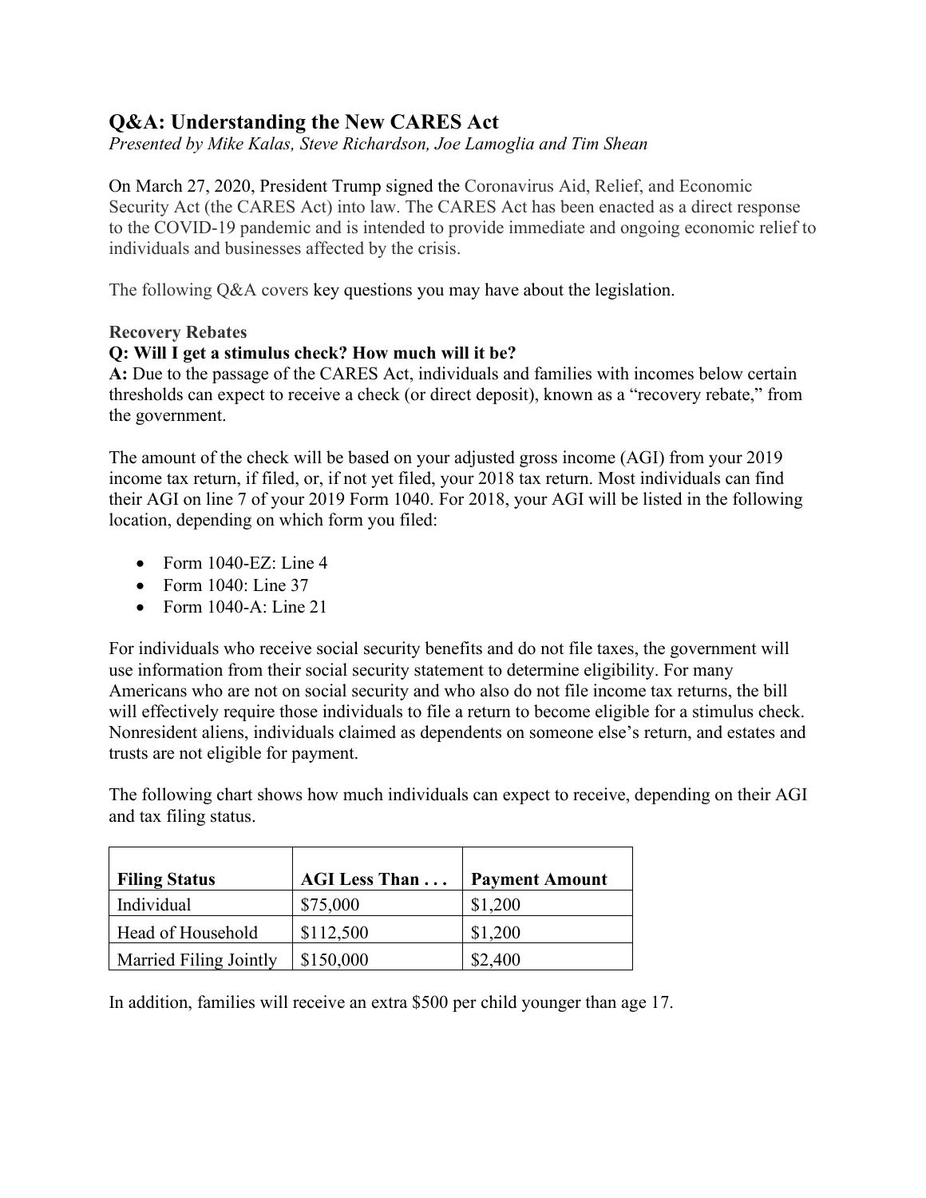# Q&A: Understanding the New CARES Act

*Presented by Mike Kalas, Steve Richardson, Joe Lamoglia and Tim Shean*

On March 27, 2020, President Trump signed the Coronavirus Aid, Relief, and Economic Security Act (the CARES Act) into law. The CARES Act has been enacted as a direct response to the COVID-19 pandemic and is intended to provide immediate and ongoing economic relief to individuals and businesses affected by the crisis.

The following Q&A covers key questions you may have about the legislation.

### Recovery Rebates

**Q: Will I get a stimulus check? How much will it be?**

**A:** Due to the passage of the CARES Act, individuals and families with incomes below certain thresholds can expect to receive a check (or direct deposit), known as a "recovery rebate," from the government.

The amount of the check will be based on your adjusted gross income (AGI) from your 2019 income tax return, if filed, or, if not yet filed, your 2018 tax return. Most individuals can find their AGI on line 7 of your 2019 Form 1040. For 2018, your AGI will be listed in the following location, depending on which form you filed:

- Form 1040-EZ: Line 4
- Form 1040: Line 37
- Form 1040-A: Line 21

For individuals who receive social security benefits and do not file taxes, the government will use information from their social security statement to determine eligibility. For many Americans who are not on social security and who also do not file income tax returns, the bill will effectively require those individuals to file a return to become eligible for a stimulus check. Nonresident aliens, individuals claimed as dependents on someone else's return, and estates and trusts are not eligible for payment.

The following chart shows how much individuals can expect to receive, depending on their AGI and tax filing status.

| Filing Status | AGI Less Than . . . | Payment Amount |
|---|---|---|
| Individual | $75,000 | $1,200 |
| Head of Household | $112,500 | $1,200 |
| Married Filing Jointly | $150,000 | $2,400 |

In addition, families will receive an extra $500 per child younger than age 17.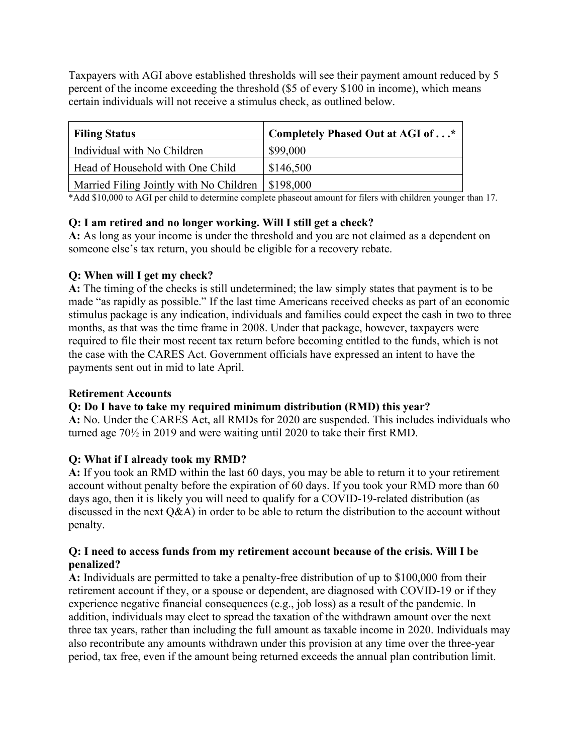Taxpayers with AGI above established thresholds will see their payment amount reduced by 5 percent of the income exceeding the threshold ($5 of every $100 in income), which means certain individuals will not receive a stimulus check, as outlined below.

| Filing Status | Completely Phased Out at AGI of . . .* |
|---|---|
| Individual with No Children | $99,000 |
| Head of Household with One Child | $146,500 |
| Married Filing Jointly with No Children | $198,000 |

*Add $10,000 to AGI per child to determine complete phaseout amount for filers with children younger than 17.

**Q: I am retired and no longer working. Will I still get a check?**
**A:** As long as your income is under the threshold and you are not claimed as a dependent on someone else's tax return, you should be eligible for a recovery rebate.

**Q: When will I get my check?**
**A:** The timing of the checks is still undetermined; the law simply states that payment is to be made "as rapidly as possible." If the last time Americans received checks as part of an economic stimulus package is any indication, individuals and families could expect the cash in two to three months, as that was the time frame in 2008. Under that package, however, taxpayers were required to file their most recent tax return before becoming entitled to the funds, which is not the case with the CARES Act. Government officials have expressed an intent to have the payments sent out in mid to late April.

**Retirement Accounts**

**Q: Do I have to take my required minimum distribution (RMD) this year?**
**A:** No. Under the CARES Act, all RMDs for 2020 are suspended. This includes individuals who turned age 70½ in 2019 and were waiting until 2020 to take their first RMD.

**Q: What if I already took my RMD?**
**A:** If you took an RMD within the last 60 days, you may be able to return it to your retirement account without penalty before the expiration of 60 days. If you took your RMD more than 60 days ago, then it is likely you will need to qualify for a COVID-19-related distribution (as discussed in the next Q&A) in order to be able to return the distribution to the account without penalty.

**Q: I need to access funds from my retirement account because of the crisis. Will I be penalized?**
**A:** Individuals are permitted to take a penalty-free distribution of up to $100,000 from their retirement account if they, or a spouse or dependent, are diagnosed with COVID-19 or if they experience negative financial consequences (e.g., job loss) as a result of the pandemic. In addition, individuals may elect to spread the taxation of the withdrawn amount over the next three tax years, rather than including the full amount as taxable income in 2020. Individuals may also recontribute any amounts withdrawn under this provision at any time over the three-year period, tax free, even if the amount being returned exceeds the annual plan contribution limit.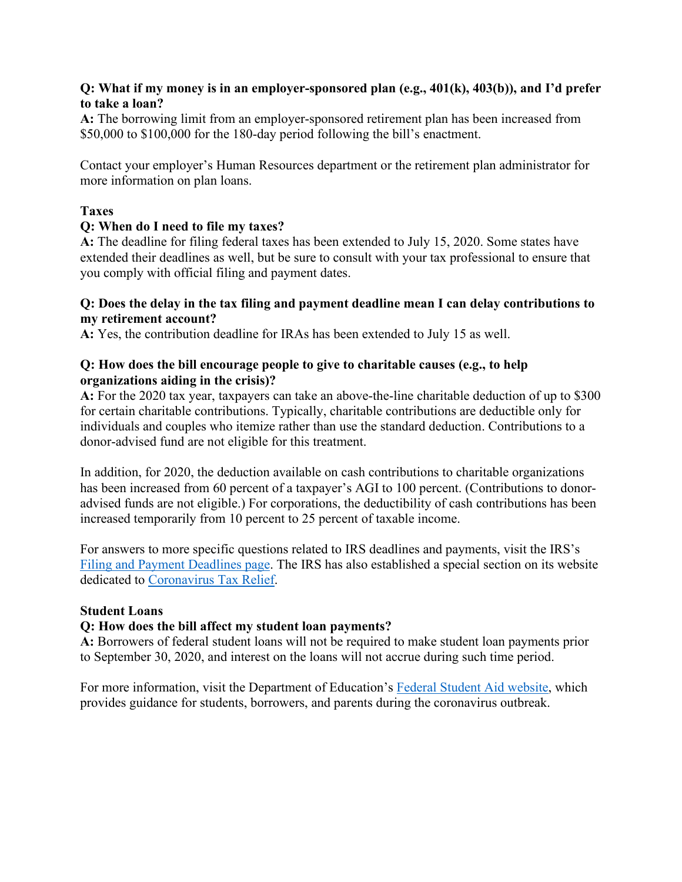**Q: What if my money is in an employer-sponsored plan (e.g., 401(k), 403(b)), and I'd prefer to take a loan?**
**A:** The borrowing limit from an employer-sponsored retirement plan has been increased from $50,000 to $100,000 for the 180-day period following the bill's enactment.

Contact your employer's Human Resources department or the retirement plan administrator for more information on plan loans.

**Taxes**

**Q: When do I need to file my taxes?**
**A:** The deadline for filing federal taxes has been extended to July 15, 2020. Some states have extended their deadlines as well, but be sure to consult with your tax professional to ensure that you comply with official filing and payment dates.

**Q: Does the delay in the tax filing and payment deadline mean I can delay contributions to my retirement account?**
**A:** Yes, the contribution deadline for IRAs has been extended to July 15 as well.

**Q: How does the bill encourage people to give to charitable causes (e.g., to help organizations aiding in the crisis)?**
**A:** For the 2020 tax year, taxpayers can take an above-the-line charitable deduction of up to $300 for certain charitable contributions. Typically, charitable contributions are deductible only for individuals and couples who itemize rather than use the standard deduction. Contributions to a donor-advised fund are not eligible for this treatment.

In addition, for 2020, the deduction available on cash contributions to charitable organizations has been increased from 60 percent of a taxpayer's AGI to 100 percent. (Contributions to donor-advised funds are not eligible.) For corporations, the deductibility of cash contributions has been increased temporarily from 10 percent to 25 percent of taxable income.

For answers to more specific questions related to IRS deadlines and payments, visit the IRS's [Filing and Payment Deadlines page](). The IRS has also established a special section on its website dedicated to [Coronavirus Tax Relief]().

**Student Loans**

**Q: How does the bill affect my student loan payments?**
**A:** Borrowers of federal student loans will not be required to make student loan payments prior to September 30, 2020, and interest on the loans will not accrue during such time period.

For more information, visit the Department of Education's [Federal Student Aid website](), which provides guidance for students, borrowers, and parents during the coronavirus outbreak.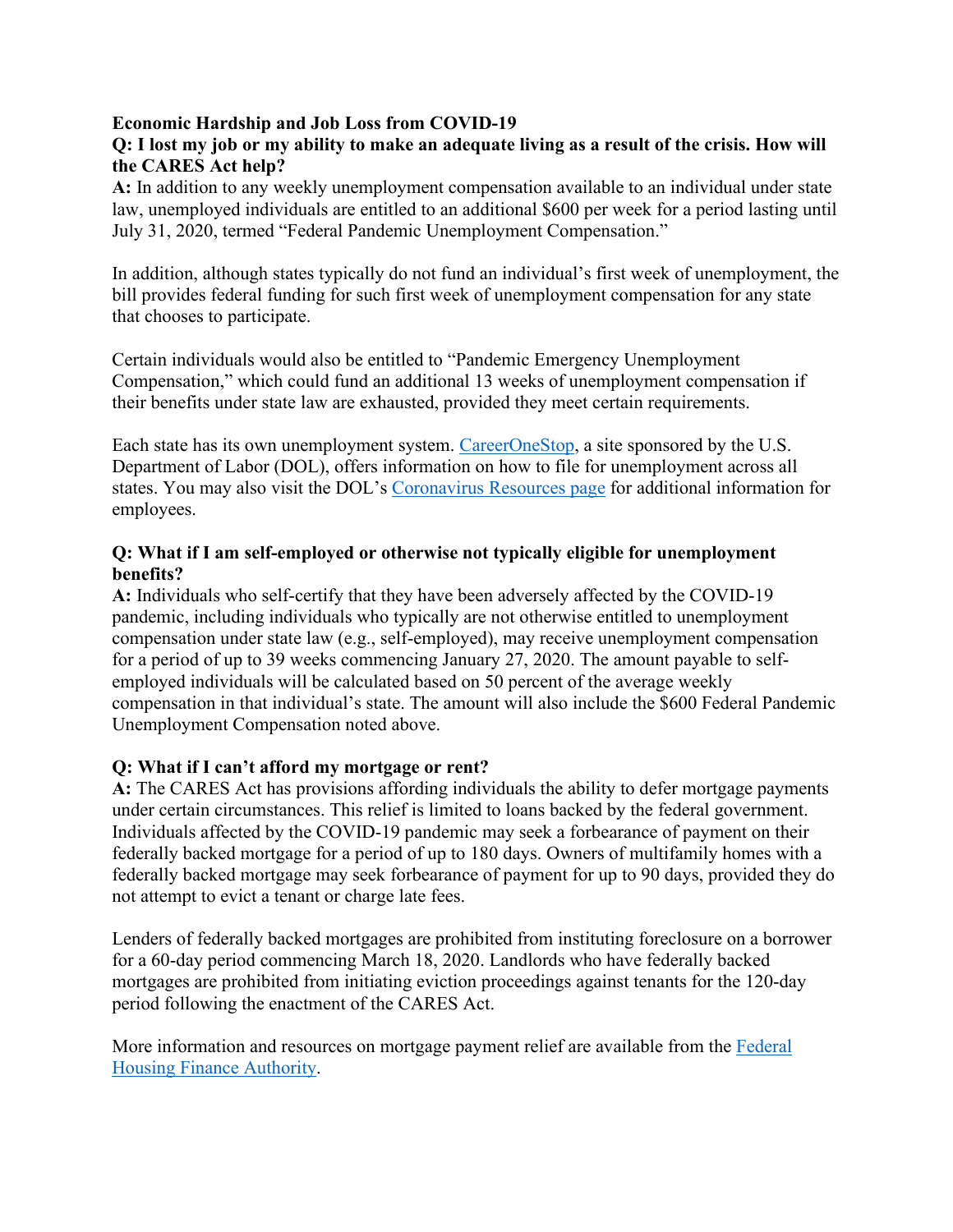**Economic Hardship and Job Loss from COVID-19**

**Q: I lost my job or my ability to make an adequate living as a result of the crisis. How will the CARES Act help?**

**A:** In addition to any weekly unemployment compensation available to an individual under state law, unemployed individuals are entitled to an additional $600 per week for a period lasting until July 31, 2020, termed "Federal Pandemic Unemployment Compensation."

In addition, although states typically do not fund an individual's first week of unemployment, the bill provides federal funding for such first week of unemployment compensation for any state that chooses to participate.

Certain individuals would also be entitled to "Pandemic Emergency Unemployment Compensation," which could fund an additional 13 weeks of unemployment compensation if their benefits under state law are exhausted, provided they meet certain requirements.

Each state has its own unemployment system. CareerOneStop, a site sponsored by the U.S. Department of Labor (DOL), offers information on how to file for unemployment across all states. You may also visit the DOL's Coronavirus Resources page for additional information for employees.

**Q: What if I am self-employed or otherwise not typically eligible for unemployment benefits?**

**A:** Individuals who self-certify that they have been adversely affected by the COVID-19 pandemic, including individuals who typically are not otherwise entitled to unemployment compensation under state law (e.g., self-employed), may receive unemployment compensation for a period of up to 39 weeks commencing January 27, 2020. The amount payable to self-employed individuals will be calculated based on 50 percent of the average weekly compensation in that individual's state. The amount will also include the $600 Federal Pandemic Unemployment Compensation noted above.

**Q: What if I can't afford my mortgage or rent?**

**A:** The CARES Act has provisions affording individuals the ability to defer mortgage payments under certain circumstances. This relief is limited to loans backed by the federal government. Individuals affected by the COVID-19 pandemic may seek a forbearance of payment on their federally backed mortgage for a period of up to 180 days. Owners of multifamily homes with a federally backed mortgage may seek forbearance of payment for up to 90 days, provided they do not attempt to evict a tenant or charge late fees.

Lenders of federally backed mortgages are prohibited from instituting foreclosure on a borrower for a 60-day period commencing March 18, 2020. Landlords who have federally backed mortgages are prohibited from initiating eviction proceedings against tenants for the 120-day period following the enactment of the CARES Act.

More information and resources on mortgage payment relief are available from the Federal Housing Finance Authority.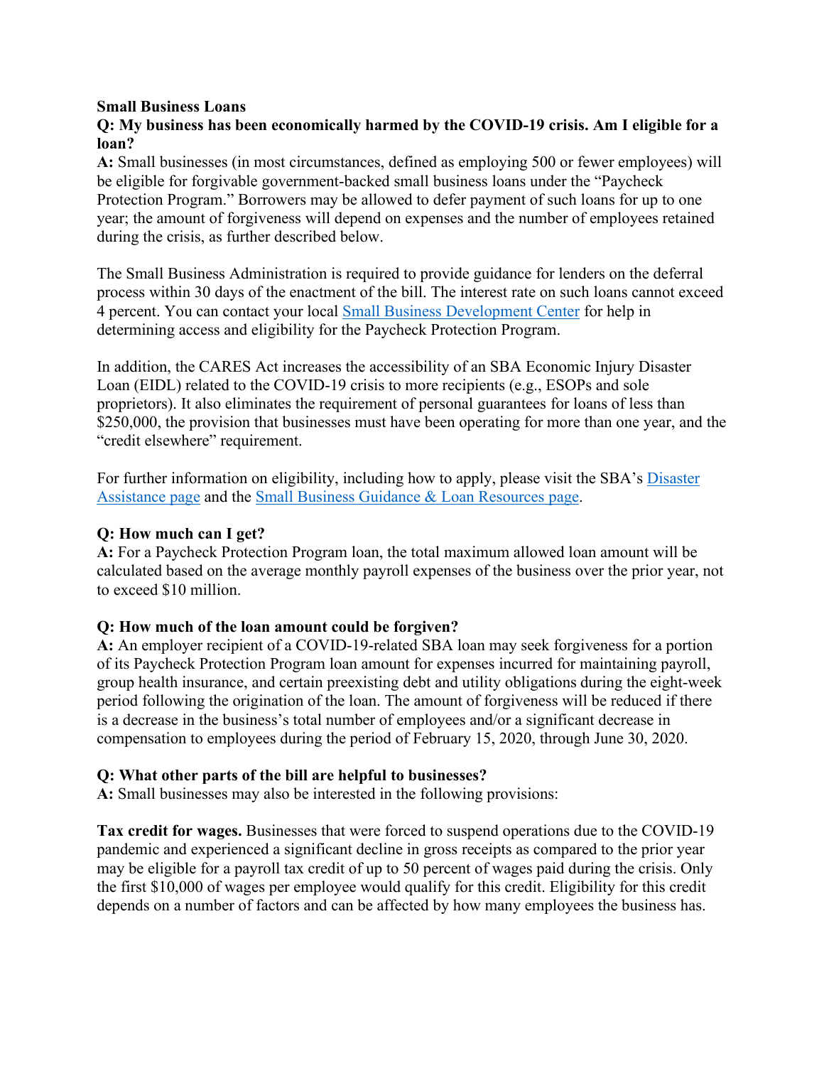**Small Business Loans**

**Q: My business has been economically harmed by the COVID-19 crisis. Am I eligible for a loan?**

**A:** Small businesses (in most circumstances, defined as employing 500 or fewer employees) will be eligible for forgivable government-backed small business loans under the "Paycheck Protection Program." Borrowers may be allowed to defer payment of such loans for up to one year; the amount of forgiveness will depend on expenses and the number of employees retained during the crisis, as further described below.

The Small Business Administration is required to provide guidance for lenders on the deferral process within 30 days of the enactment of the bill. The interest rate on such loans cannot exceed 4 percent. You can contact your local Small Business Development Center for help in determining access and eligibility for the Paycheck Protection Program.

In addition, the CARES Act increases the accessibility of an SBA Economic Injury Disaster Loan (EIDL) related to the COVID-19 crisis to more recipients (e.g., ESOPs and sole proprietors). It also eliminates the requirement of personal guarantees for loans of less than $250,000, the provision that businesses must have been operating for more than one year, and the "credit elsewhere" requirement.

For further information on eligibility, including how to apply, please visit the SBA's Disaster Assistance page and the Small Business Guidance & Loan Resources page.

**Q: How much can I get?**

**A:** For a Paycheck Protection Program loan, the total maximum allowed loan amount will be calculated based on the average monthly payroll expenses of the business over the prior year, not to exceed $10 million.

**Q: How much of the loan amount could be forgiven?**

**A:** An employer recipient of a COVID-19-related SBA loan may seek forgiveness for a portion of its Paycheck Protection Program loan amount for expenses incurred for maintaining payroll, group health insurance, and certain preexisting debt and utility obligations during the eight-week period following the origination of the loan. The amount of forgiveness will be reduced if there is a decrease in the business's total number of employees and/or a significant decrease in compensation to employees during the period of February 15, 2020, through June 30, 2020.

**Q: What other parts of the bill are helpful to businesses?**

**A:** Small businesses may also be interested in the following provisions:

**Tax credit for wages.** Businesses that were forced to suspend operations due to the COVID-19 pandemic and experienced a significant decline in gross receipts as compared to the prior year may be eligible for a payroll tax credit of up to 50 percent of wages paid during the crisis. Only the first $10,000 of wages per employee would qualify for this credit. Eligibility for this credit depends on a number of factors and can be affected by how many employees the business has.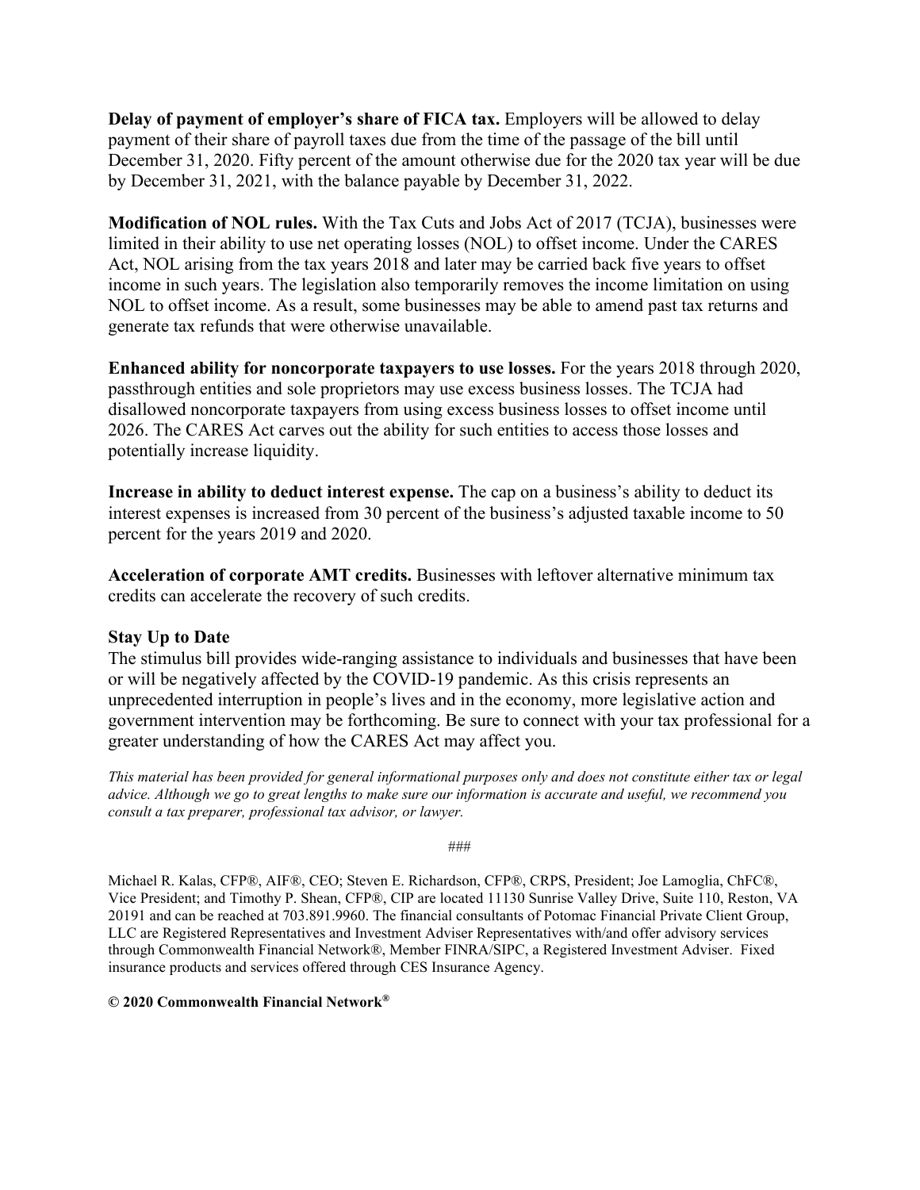**Delay of payment of employer's share of FICA tax.** Employers will be allowed to delay payment of their share of payroll taxes due from the time of the passage of the bill until December 31, 2020. Fifty percent of the amount otherwise due for the 2020 tax year will be due by December 31, 2021, with the balance payable by December 31, 2022.

**Modification of NOL rules.** With the Tax Cuts and Jobs Act of 2017 (TCJA), businesses were limited in their ability to use net operating losses (NOL) to offset income. Under the CARES Act, NOL arising from the tax years 2018 and later may be carried back five years to offset income in such years. The legislation also temporarily removes the income limitation on using NOL to offset income. As a result, some businesses may be able to amend past tax returns and generate tax refunds that were otherwise unavailable.

**Enhanced ability for noncorporate taxpayers to use losses.** For the years 2018 through 2020, passthrough entities and sole proprietors may use excess business losses. The TCJA had disallowed noncorporate taxpayers from using excess business losses to offset income until 2026. The CARES Act carves out the ability for such entities to access those losses and potentially increase liquidity.

**Increase in ability to deduct interest expense.** The cap on a business's ability to deduct its interest expenses is increased from 30 percent of the business's adjusted taxable income to 50 percent for the years 2019 and 2020.

**Acceleration of corporate AMT credits.** Businesses with leftover alternative minimum tax credits can accelerate the recovery of such credits.

**Stay Up to Date**

The stimulus bill provides wide-ranging assistance to individuals and businesses that have been or will be negatively affected by the COVID-19 pandemic. As this crisis represents an unprecedented interruption in people's lives and in the economy, more legislative action and government intervention may be forthcoming. Be sure to connect with your tax professional for a greater understanding of how the CARES Act may affect you.

*This material has been provided for general informational purposes only and does not constitute either tax or legal advice. Although we go to great lengths to make sure our information is accurate and useful, we recommend you consult a tax preparer, professional tax advisor, or lawyer.*

###

Michael R. Kalas, CFP®, AIF®, CEO; Steven E. Richardson, CFP®, CRPS, President; Joe Lamoglia, ChFC®, Vice President; and Timothy P. Shean, CFP®, CIP are located 11130 Sunrise Valley Drive, Suite 110, Reston, VA 20191 and can be reached at 703.891.9960. The financial consultants of Potomac Financial Private Client Group, LLC are Registered Representatives and Investment Adviser Representatives with/and offer advisory services through Commonwealth Financial Network®, Member FINRA/SIPC, a Registered Investment Adviser. Fixed insurance products and services offered through CES Insurance Agency.

**© 2020 Commonwealth Financial Network®**